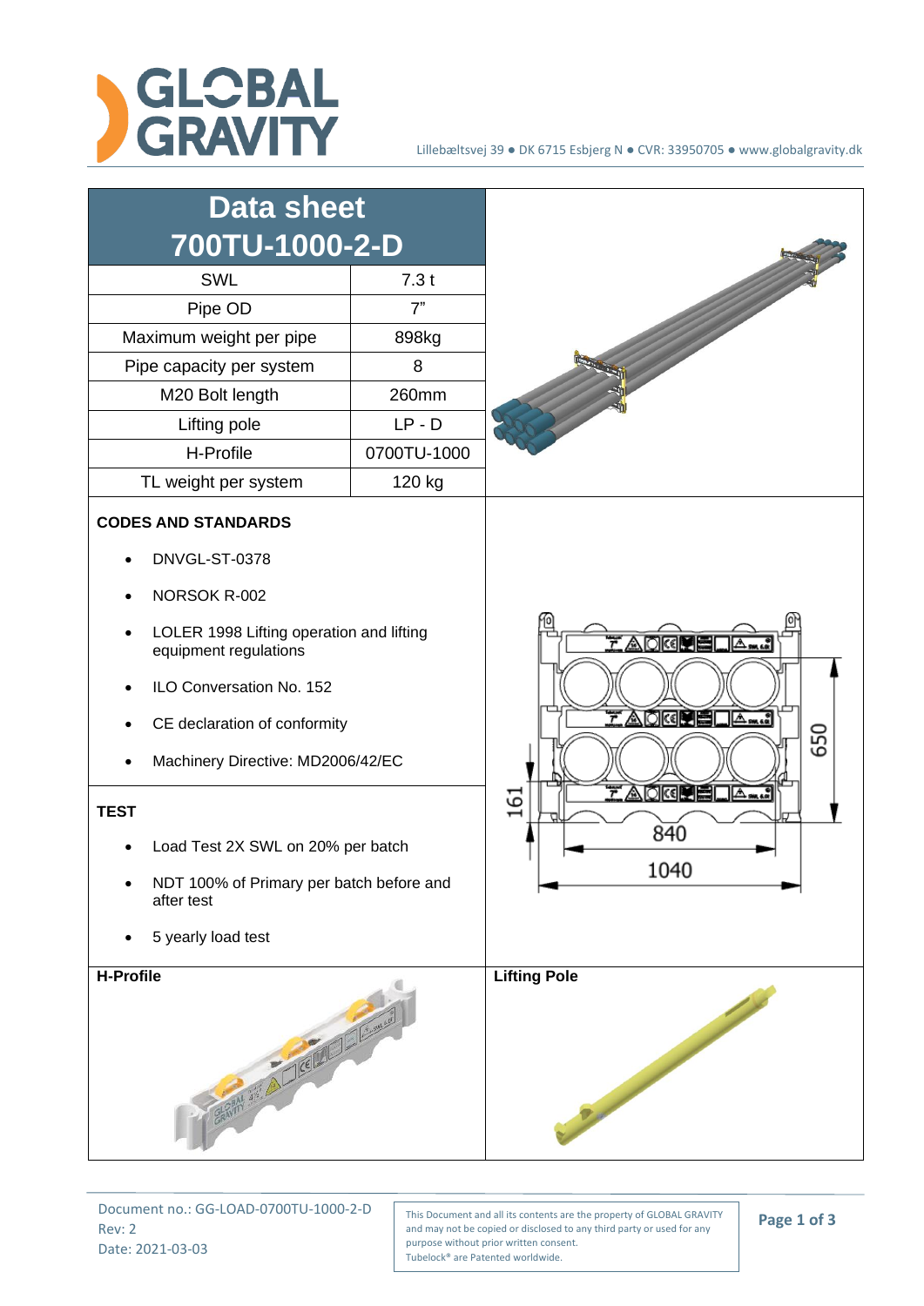# Data sheet 700TU-1000-2-D

| SWL | 7.3 t |
|---|---|
| Pipe OD | 7" |
| Maximum weight per pipe | 898kg |
| Pipe capacity per system | 8 |
| M20 Bolt length | 260mm |
| Lifting pole | LP - D |
| H-Profile | 0700TU-1000 |
| TL weight per system | 120 kg |

**CODES AND STANDARDS**

- DNVGL-ST-0378
- NORSOK R-002
- LOLER 1998 Lifting operation and lifting equipment regulations
- ILO Conversation No. 152
- CE declaration of conformity
- Machinery Directive: MD2006/42/EC

**TEST**

- Load Test 2X SWL on 20% per batch
- NDT 100% of Primary per batch before and after test
- 5 yearly load test

**H-Profile**

**Lifting Pole**

Document no.: GG-LOAD-0700TU-1000-2-D
Rev: 2
Date: 2021-03-03

This Document and all its contents are the property of GLOBAL GRAVITY and may not be copied or disclosed to any third party or used for any purpose without prior written consent.
Tubelock® are Patented worldwide.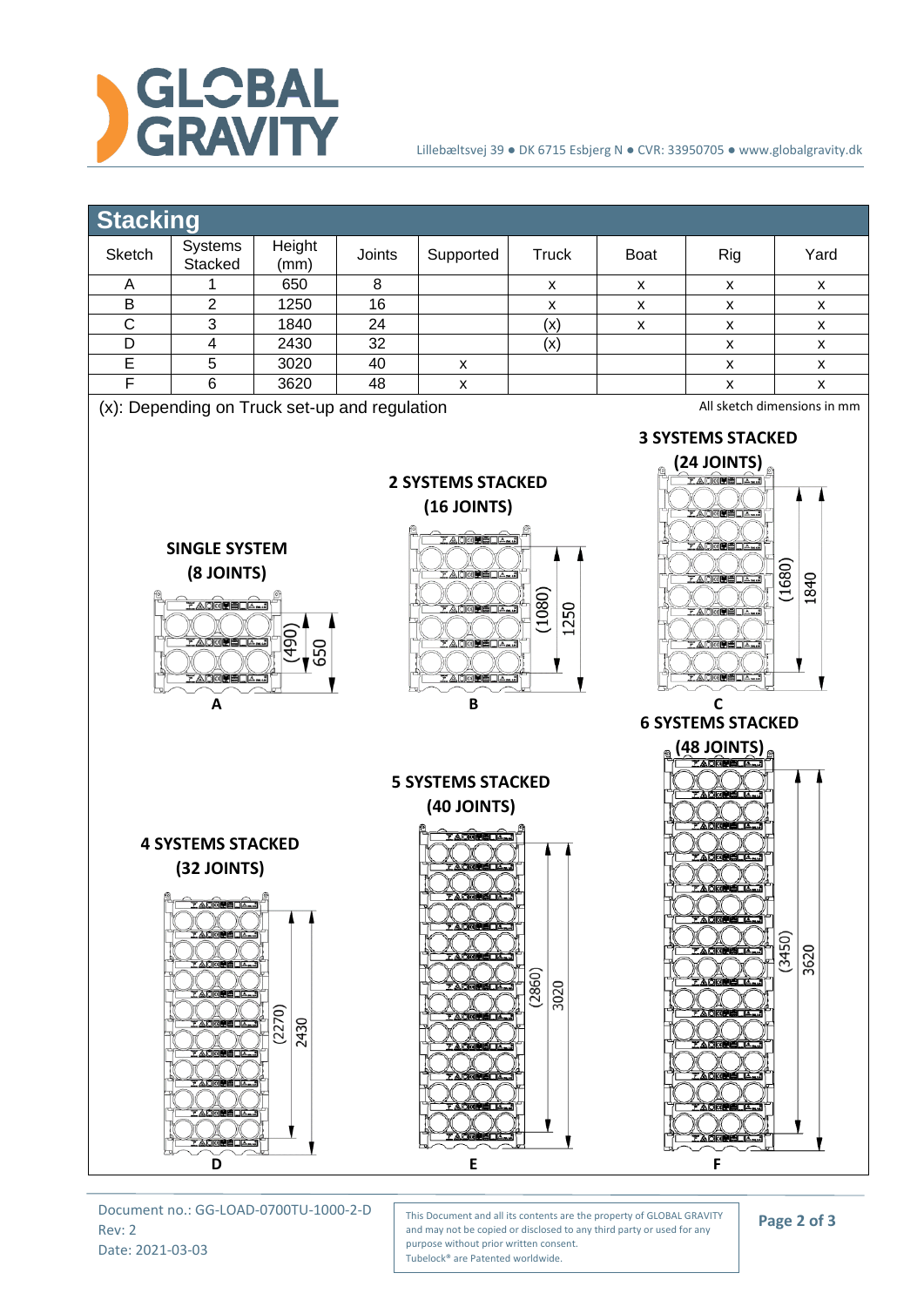## Stacking

| Sketch | Systems Stacked | Height (mm) | Joints | Supported | Truck | Boat | Rig | Yard |
|---|---|---|---|---|---|---|---|---|
| A | 1 | 650 | 8 | | x | x | x | x |
| B | 2 | 1250 | 16 | | x | x | x | x |
| C | 3 | 1840 | 24 | | (x) | x | x | x |
| D | 4 | 2430 | 32 | | (x) | | x | x |
| E | 5 | 3020 | 40 | x | | | x | x |
| F | 6 | 3620 | 48 | x | | | x | x |

(x): Depending on Truck set-up and regulation

All sketch dimensions in mm

**SINGLE SYSTEM (8 JOINTS)**

(490) 650

**A**

**2 SYSTEMS STACKED (16 JOINTS)**

(1080) 1250

**B**

**3 SYSTEMS STACKED (24 JOINTS)**

(1680) 1840

**C**

**4 SYSTEMS STACKED (32 JOINTS)**

(2270) 2430

**D**

**5 SYSTEMS STACKED (40 JOINTS)**

(2860) 3020

**E**

**6 SYSTEMS STACKED (48 JOINTS)**

(3450) 3620

**F**

Document no.: GG-LOAD-0700TU-1000-2-D
Rev: 2
Date: 2021-03-03

This Document and all its contents are the property of GLOBAL GRAVITY and may not be copied or disclosed to any third party or used for any purpose without prior written consent.
Tubelock® are Patented worldwide.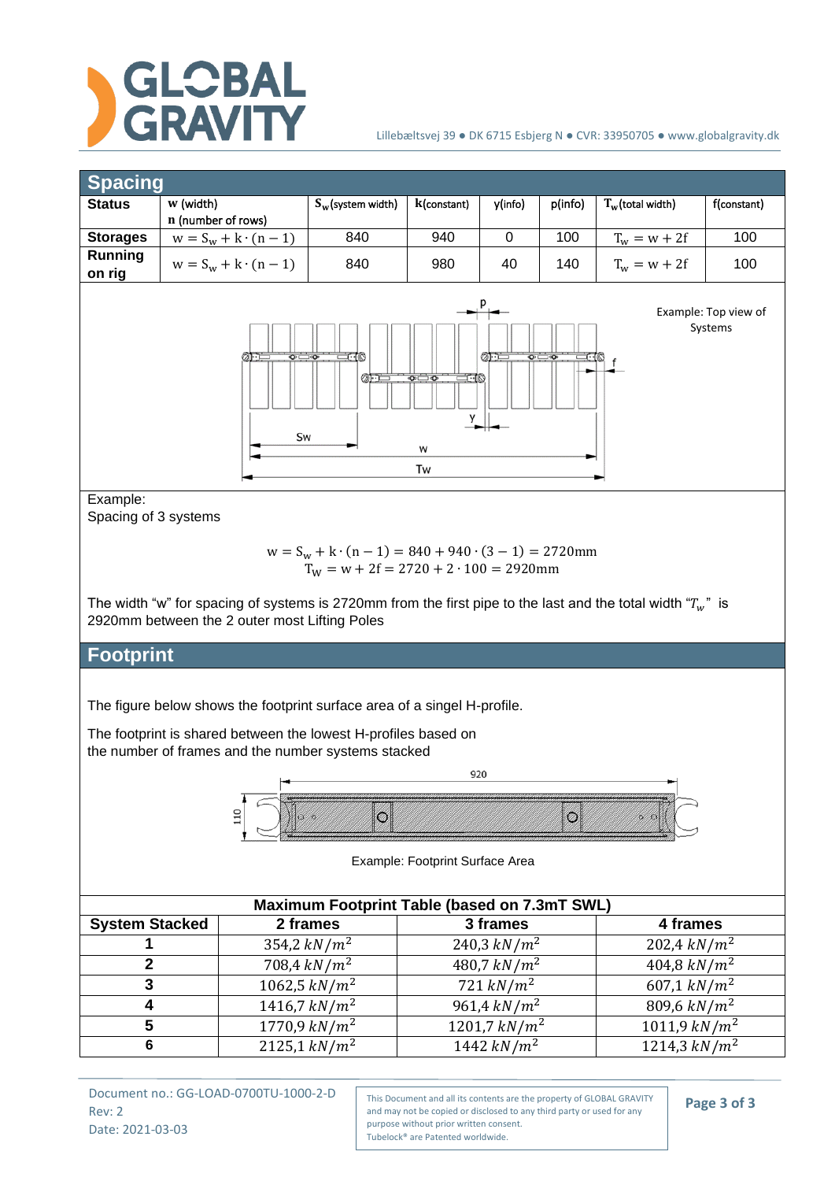## Spacing

| Status | w (width)<br>n (number of rows) | $S_w$ (system width) | k (constant) | y (info) | p (info) | $T_w$ (total width) | f (constant) |
|---|---|---|---|---|---|---|---|
| **Storages** | $w = S_w + k \cdot (n-1)$ | 840 | 940 | 0 | 100 | $T_w = w + 2f$ | 100 |
| **Running on rig** | $w = S_w + k \cdot (n-1)$ | 840 | 980 | 40 | 140 | $T_w = w + 2f$ | 100 |

Example: Top view of Systems

p

f

y

Sw

w

Tw

Example:
Spacing of 3 systems

$$w = S_w + k \cdot (n-1) = 840 + 940 \cdot (3-1) = 2720\text{mm}$$
$$T_w = w + 2f = 2720 + 2 \cdot 100 = 2920\text{mm}$$

The width "w" for spacing of systems is 2720mm from the first pipe to the last and the total width "$T_w$" is 2920mm between the 2 outer most Lifting Poles

## Footprint

The figure below shows the footprint surface area of a singel H-profile.

The footprint is shared between the lowest H-profiles based on the number of frames and the number systems stacked

920

110

Example: Footprint Surface Area

| Maximum Footprint Table (based on 7.3mT SWL) | | | |
|---|---|---|---|
| **System Stacked** | **2 frames** | **3 frames** | **4 frames** |
| **1** | 354,2 $kN/m^2$ | 240,3 $kN/m^2$ | 202,4 $kN/m^2$ |
| **2** | 708,4 $kN/m^2$ | 480,7 $kN/m^2$ | 404,8 $kN/m^2$ |
| **3** | 1062,5 $kN/m^2$ | 721 $kN/m^2$ | 607,1 $kN/m^2$ |
| **4** | 1416,7 $kN/m^2$ | 961,4 $kN/m^2$ | 809,6 $kN/m^2$ |
| **5** | 1770,9 $kN/m^2$ | 1201,7 $kN/m^2$ | 1011,9 $kN/m^2$ |
| **6** | 2125,1 $kN/m^2$ | 1442 $kN/m^2$ | 1214,3 $kN/m^2$ |